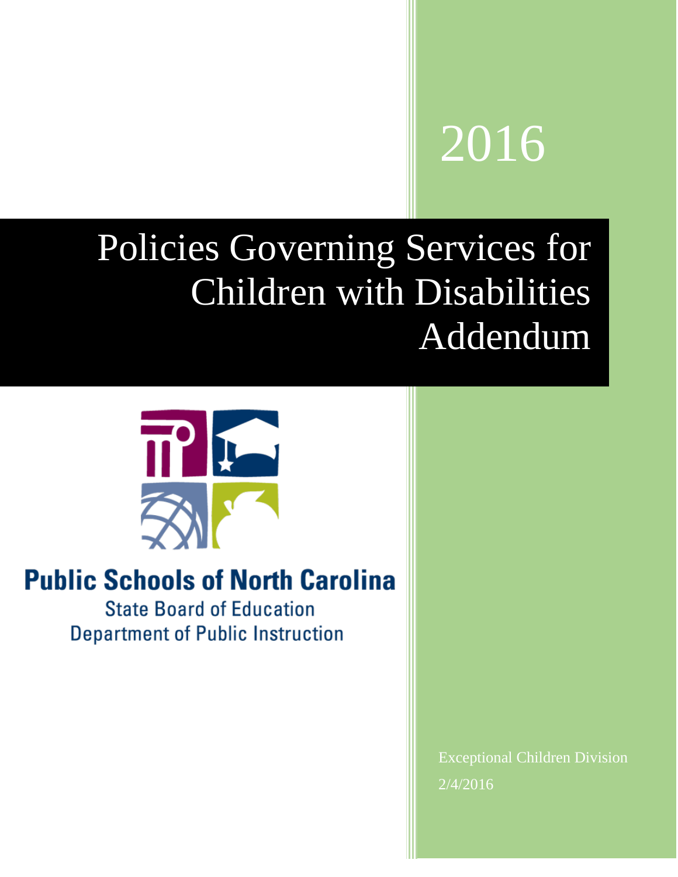2016

# Policies Governing Services for Children with Disabilities Addendum

**Public Schools of North Carolina**

State Board of Education

Department of Public Instruction

Exceptional Children Division

2/4/2016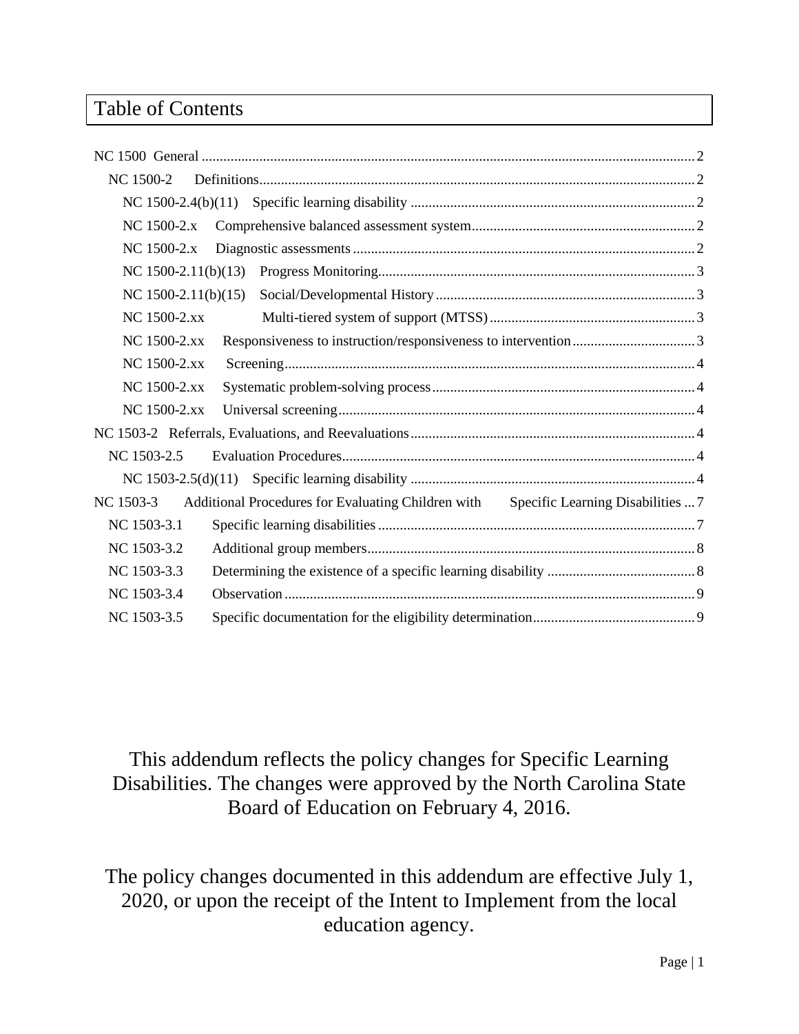# Table of Contents

- NC 1500 General ........ 2
  - NC 1500-2 Definitions ........ 2
    - NC 1500-2.4(b)(11) Specific learning disability ........ 2
    - NC 1500-2.x Comprehensive balanced assessment system ........ 2
    - NC 1500-2.x Diagnostic assessments ........ 2
    - NC 1500-2.11(b)(13) Progress Monitoring ........ 3
    - NC 1500-2.11(b)(15) Social/Developmental History ........ 3
    - NC 1500-2.xx Multi-tiered system of support (MTSS) ........ 3
    - NC 1500-2.xx Responsiveness to instruction/responsiveness to intervention ........ 3
    - NC 1500-2.xx Screening ........ 4
    - NC 1500-2.xx Systematic problem-solving process ........ 4
    - NC 1500-2.xx Universal screening ........ 4
- NC 1503-2 Referrals, Evaluations, and Reevaluations ........ 4
  - NC 1503-2.5 Evaluation Procedures ........ 4
    - NC 1503-2.5(d)(11) Specific learning disability ........ 4
- NC 1503-3 Additional Procedures for Evaluating Children with Specific Learning Disabilities ........ 7
  - NC 1503-3.1 Specific learning disabilities ........ 7
  - NC 1503-3.2 Additional group members ........ 8
  - NC 1503-3.3 Determining the existence of a specific learning disability ........ 8
  - NC 1503-3.4 Observation ........ 9
  - NC 1503-3.5 Specific documentation for the eligibility determination ........ 9

This addendum reflects the policy changes for Specific Learning Disabilities. The changes were approved by the North Carolina State Board of Education on February 4, 2016.

The policy changes documented in this addendum are effective July 1, 2020, or upon the receipt of the Intent to Implement from the local education agency.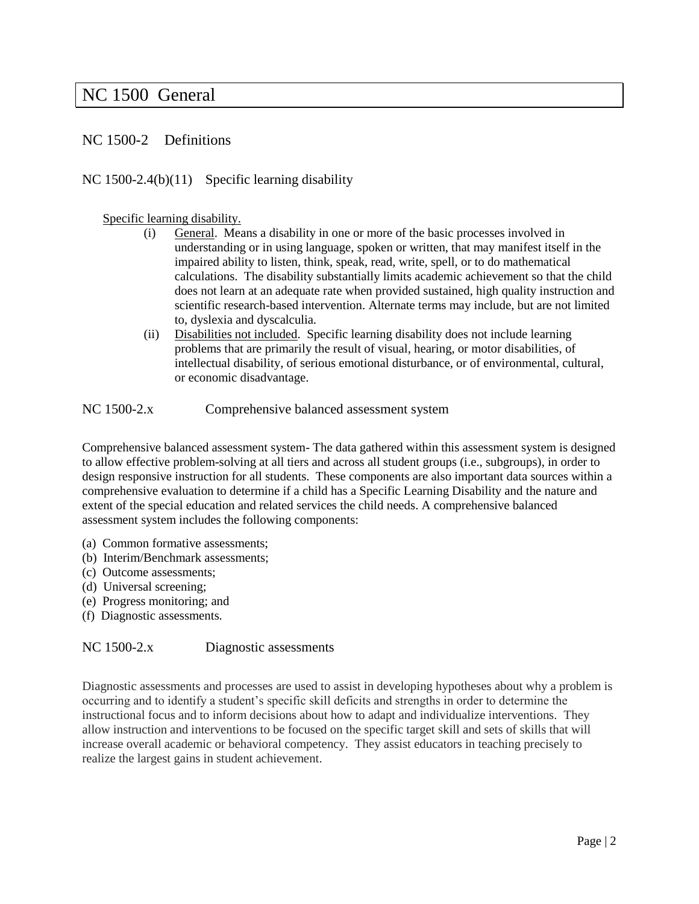# NC 1500 General

## NC 1500-2 Definitions

### NC 1500-2.4(b)(11) Specific learning disability

Specific learning disability.

(i) General. Means a disability in one or more of the basic processes involved in understanding or in using language, spoken or written, that may manifest itself in the impaired ability to listen, think, speak, read, write, spell, or to do mathematical calculations. The disability substantially limits academic achievement so that the child does not learn at an adequate rate when provided sustained, high quality instruction and scientific research-based intervention. Alternate terms may include, but are not limited to, dyslexia and dyscalculia.

(ii) Disabilities not included. Specific learning disability does not include learning problems that are primarily the result of visual, hearing, or motor disabilities, of intellectual disability, of serious emotional disturbance, or of environmental, cultural, or economic disadvantage.

### NC 1500-2.x Comprehensive balanced assessment system

Comprehensive balanced assessment system- The data gathered within this assessment system is designed to allow effective problem-solving at all tiers and across all student groups (i.e., subgroups), in order to design responsive instruction for all students. These components are also important data sources within a comprehensive evaluation to determine if a child has a Specific Learning Disability and the nature and extent of the special education and related services the child needs. A comprehensive balanced assessment system includes the following components:

(a) Common formative assessments;
(b) Interim/Benchmark assessments;
(c) Outcome assessments;
(d) Universal screening;
(e) Progress monitoring; and
(f) Diagnostic assessments.

### NC 1500-2.x Diagnostic assessments

Diagnostic assessments and processes are used to assist in developing hypotheses about why a problem is occurring and to identify a student's specific skill deficits and strengths in order to determine the instructional focus and to inform decisions about how to adapt and individualize interventions. They allow instruction and interventions to be focused on the specific target skill and sets of skills that will increase overall academic or behavioral competency. They assist educators in teaching precisely to realize the largest gains in student achievement.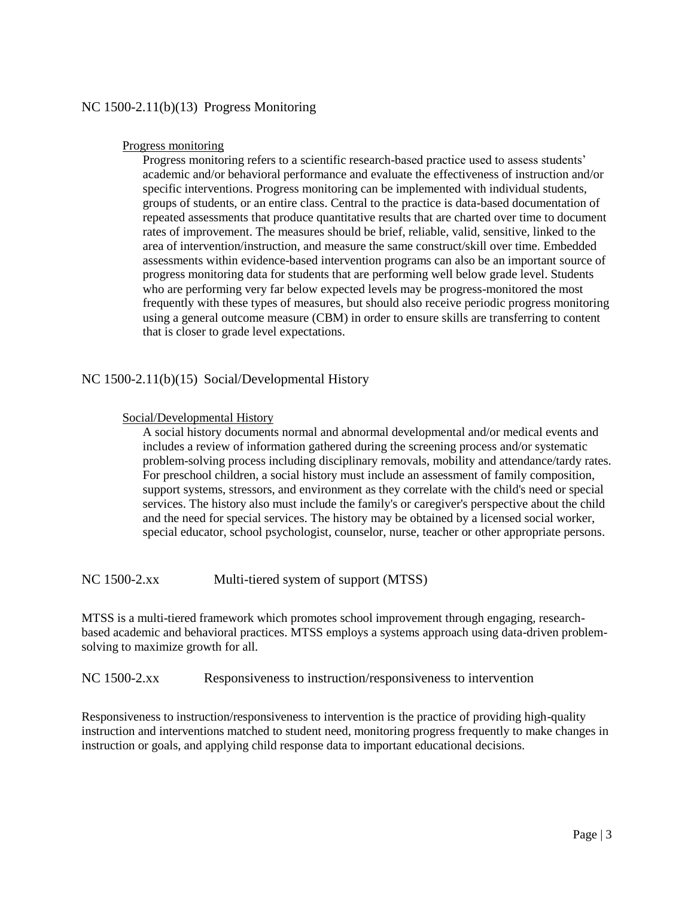## NC 1500-2.11(b)(13) Progress Monitoring

Progress monitoring

Progress monitoring refers to a scientific research-based practice used to assess students' academic and/or behavioral performance and evaluate the effectiveness of instruction and/or specific interventions. Progress monitoring can be implemented with individual students, groups of students, or an entire class. Central to the practice is data-based documentation of repeated assessments that produce quantitative results that are charted over time to document rates of improvement. The measures should be brief, reliable, valid, sensitive, linked to the area of intervention/instruction, and measure the same construct/skill over time. Embedded assessments within evidence-based intervention programs can also be an important source of progress monitoring data for students that are performing well below grade level. Students who are performing very far below expected levels may be progress-monitored the most frequently with these types of measures, but should also receive periodic progress monitoring using a general outcome measure (CBM) in order to ensure skills are transferring to content that is closer to grade level expectations.

## NC 1500-2.11(b)(15) Social/Developmental History

Social/Developmental History

A social history documents normal and abnormal developmental and/or medical events and includes a review of information gathered during the screening process and/or systematic problem-solving process including disciplinary removals, mobility and attendance/tardy rates. For preschool children, a social history must include an assessment of family composition, support systems, stressors, and environment as they correlate with the child's need or special services. The history also must include the family's or caregiver's perspective about the child and the need for special services. The history may be obtained by a licensed social worker, special educator, school psychologist, counselor, nurse, teacher or other appropriate persons.

## NC 1500-2.xx Multi-tiered system of support (MTSS)

MTSS is a multi-tiered framework which promotes school improvement through engaging, research-based academic and behavioral practices. MTSS employs a systems approach using data-driven problem-solving to maximize growth for all.

## NC 1500-2.xx Responsiveness to instruction/responsiveness to intervention

Responsiveness to instruction/responsiveness to intervention is the practice of providing high-quality instruction and interventions matched to student need, monitoring progress frequently to make changes in instruction or goals, and applying child response data to important educational decisions.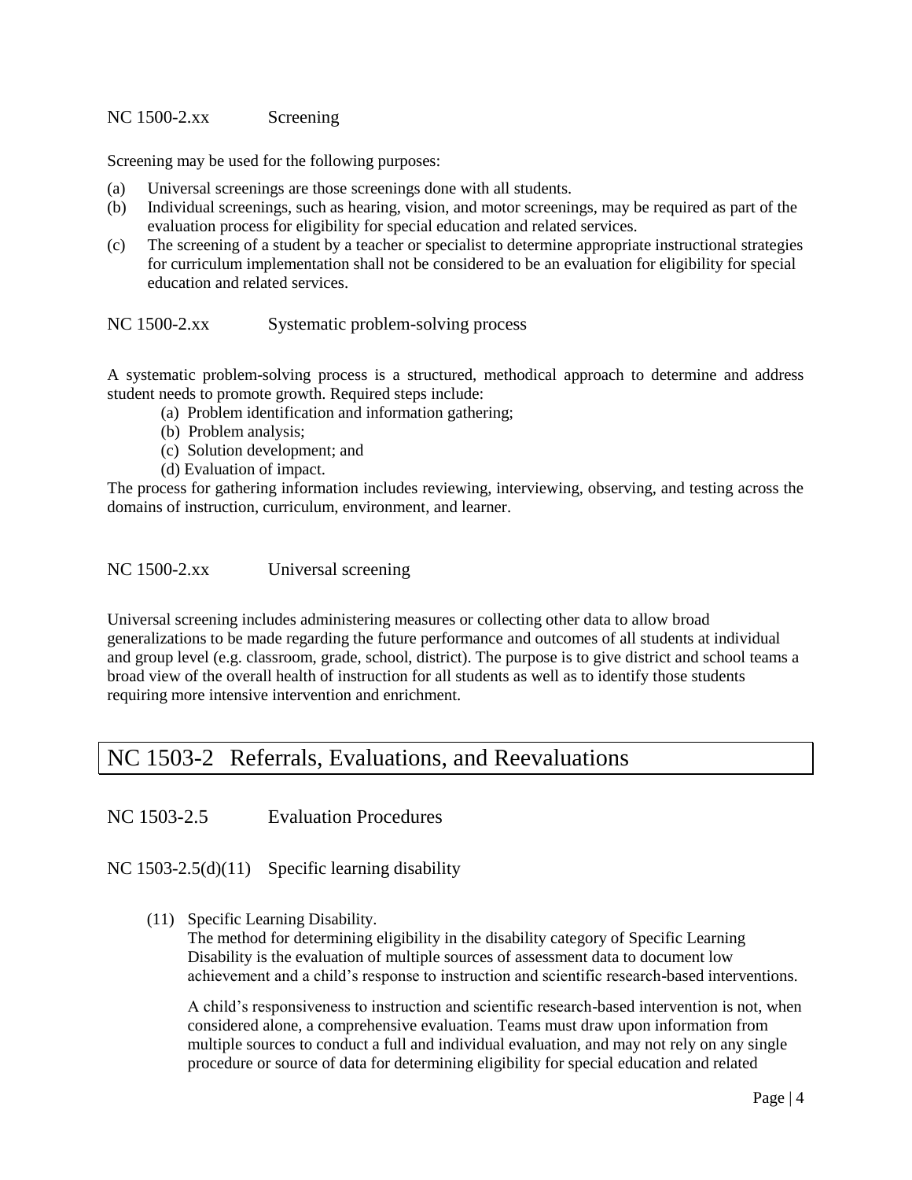### NC 1500-2.xx Screening

Screening may be used for the following purposes:

(a) Universal screenings are those screenings done with all students.
(b) Individual screenings, such as hearing, vision, and motor screenings, may be required as part of the evaluation process for eligibility for special education and related services.
(c) The screening of a student by a teacher or specialist to determine appropriate instructional strategies for curriculum implementation shall not be considered to be an evaluation for eligibility for special education and related services.

### NC 1500-2.xx Systematic problem-solving process

A systematic problem-solving process is a structured, methodical approach to determine and address student needs to promote growth. Required steps include:

(a) Problem identification and information gathering;
(b) Problem analysis;
(c) Solution development; and
(d) Evaluation of impact.

The process for gathering information includes reviewing, interviewing, observing, and testing across the domains of instruction, curriculum, environment, and learner.

### NC 1500-2.xx Universal screening

Universal screening includes administering measures or collecting other data to allow broad generalizations to be made regarding the future performance and outcomes of all students at individual and group level (e.g. classroom, grade, school, district). The purpose is to give district and school teams a broad view of the overall health of instruction for all students as well as to identify those students requiring more intensive intervention and enrichment.

## NC 1503-2 Referrals, Evaluations, and Reevaluations

### NC 1503-2.5 Evaluation Procedures

### NC 1503-2.5(d)(11) Specific learning disability

(11) Specific Learning Disability.
The method for determining eligibility in the disability category of Specific Learning Disability is the evaluation of multiple sources of assessment data to document low achievement and a child's response to instruction and scientific research-based interventions.

A child's responsiveness to instruction and scientific research-based intervention is not, when considered alone, a comprehensive evaluation. Teams must draw upon information from multiple sources to conduct a full and individual evaluation, and may not rely on any single procedure or source of data for determining eligibility for special education and related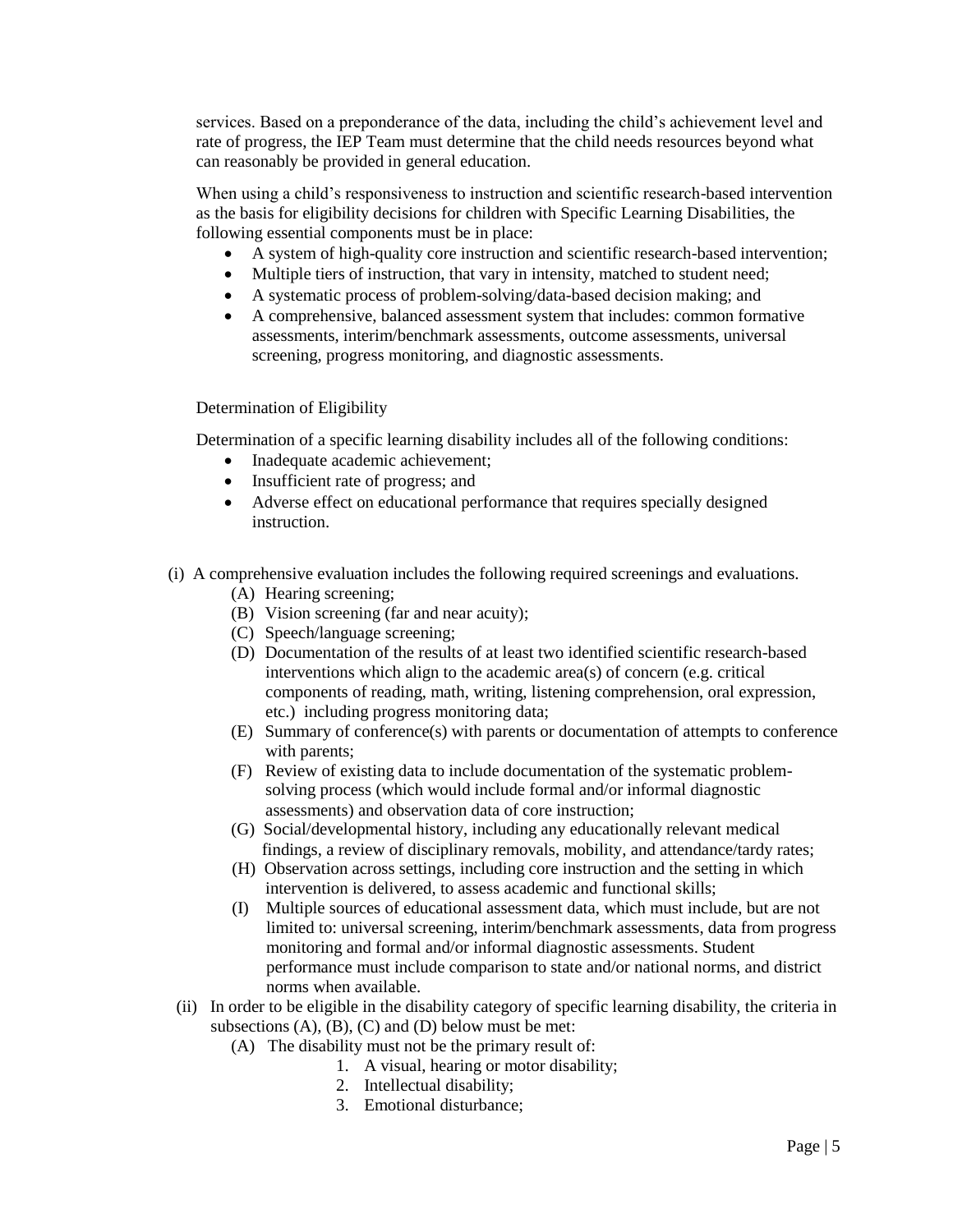services. Based on a preponderance of the data, including the child's achievement level and rate of progress, the IEP Team must determine that the child needs resources beyond what can reasonably be provided in general education.

When using a child's responsiveness to instruction and scientific research-based intervention as the basis for eligibility decisions for children with Specific Learning Disabilities, the following essential components must be in place:

- A system of high-quality core instruction and scientific research-based intervention;
- Multiple tiers of instruction, that vary in intensity, matched to student need;
- A systematic process of problem-solving/data-based decision making; and
- A comprehensive, balanced assessment system that includes: common formative assessments, interim/benchmark assessments, outcome assessments, universal screening, progress monitoring, and diagnostic assessments.

Determination of Eligibility

Determination of a specific learning disability includes all of the following conditions:

- Inadequate academic achievement;
- Insufficient rate of progress; and
- Adverse effect on educational performance that requires specially designed instruction.

(i) A comprehensive evaluation includes the following required screenings and evaluations.

(A) Hearing screening;

(B) Vision screening (far and near acuity);

(C) Speech/language screening;

(D) Documentation of the results of at least two identified scientific research-based interventions which align to the academic area(s) of concern (e.g. critical components of reading, math, writing, listening comprehension, oral expression, etc.) including progress monitoring data;

(E) Summary of conference(s) with parents or documentation of attempts to conference with parents;

(F) Review of existing data to include documentation of the systematic problem-solving process (which would include formal and/or informal diagnostic assessments) and observation data of core instruction;

(G) Social/developmental history, including any educationally relevant medical findings, a review of disciplinary removals, mobility, and attendance/tardy rates;

(H) Observation across settings, including core instruction and the setting in which intervention is delivered, to assess academic and functional skills;

(I) Multiple sources of educational assessment data, which must include, but are not limited to: universal screening, interim/benchmark assessments, data from progress monitoring and formal and/or informal diagnostic assessments. Student performance must include comparison to state and/or national norms, and district norms when available.

(ii) In order to be eligible in the disability category of specific learning disability, the criteria in subsections (A), (B), (C) and (D) below must be met:

(A) The disability must not be the primary result of:

1. A visual, hearing or motor disability;
2. Intellectual disability;
3. Emotional disturbance;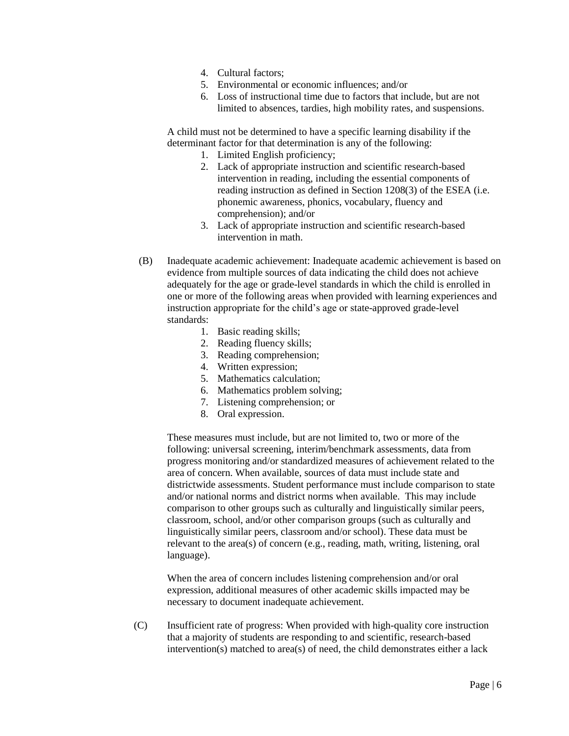4. Cultural factors;
5. Environmental or economic influences; and/or
6. Loss of instructional time due to factors that include, but are not limited to absences, tardies, high mobility rates, and suspensions.

A child must not be determined to have a specific learning disability if the determinant factor for that determination is any of the following:

1. Limited English proficiency;
2. Lack of appropriate instruction and scientific research-based intervention in reading, including the essential components of reading instruction as defined in Section 1208(3) of the ESEA (i.e. phonemic awareness, phonics, vocabulary, fluency and comprehension); and/or
3. Lack of appropriate instruction and scientific research-based intervention in math.

(B) Inadequate academic achievement: Inadequate academic achievement is based on evidence from multiple sources of data indicating the child does not achieve adequately for the age or grade-level standards in which the child is enrolled in one or more of the following areas when provided with learning experiences and instruction appropriate for the child's age or state-approved grade-level standards:

1. Basic reading skills;
2. Reading fluency skills;
3. Reading comprehension;
4. Written expression;
5. Mathematics calculation;
6. Mathematics problem solving;
7. Listening comprehension; or
8. Oral expression.

These measures must include, but are not limited to, two or more of the following: universal screening, interim/benchmark assessments, data from progress monitoring and/or standardized measures of achievement related to the area of concern. When available, sources of data must include state and districtwide assessments. Student performance must include comparison to state and/or national norms and district norms when available. This may include comparison to other groups such as culturally and linguistically similar peers, classroom, school, and/or other comparison groups (such as culturally and linguistically similar peers, classroom and/or school). These data must be relevant to the area(s) of concern (e.g., reading, math, writing, listening, oral language).

When the area of concern includes listening comprehension and/or oral expression, additional measures of other academic skills impacted may be necessary to document inadequate achievement.

(C) Insufficient rate of progress: When provided with high-quality core instruction that a majority of students are responding to and scientific, research-based intervention(s) matched to area(s) of need, the child demonstrates either a lack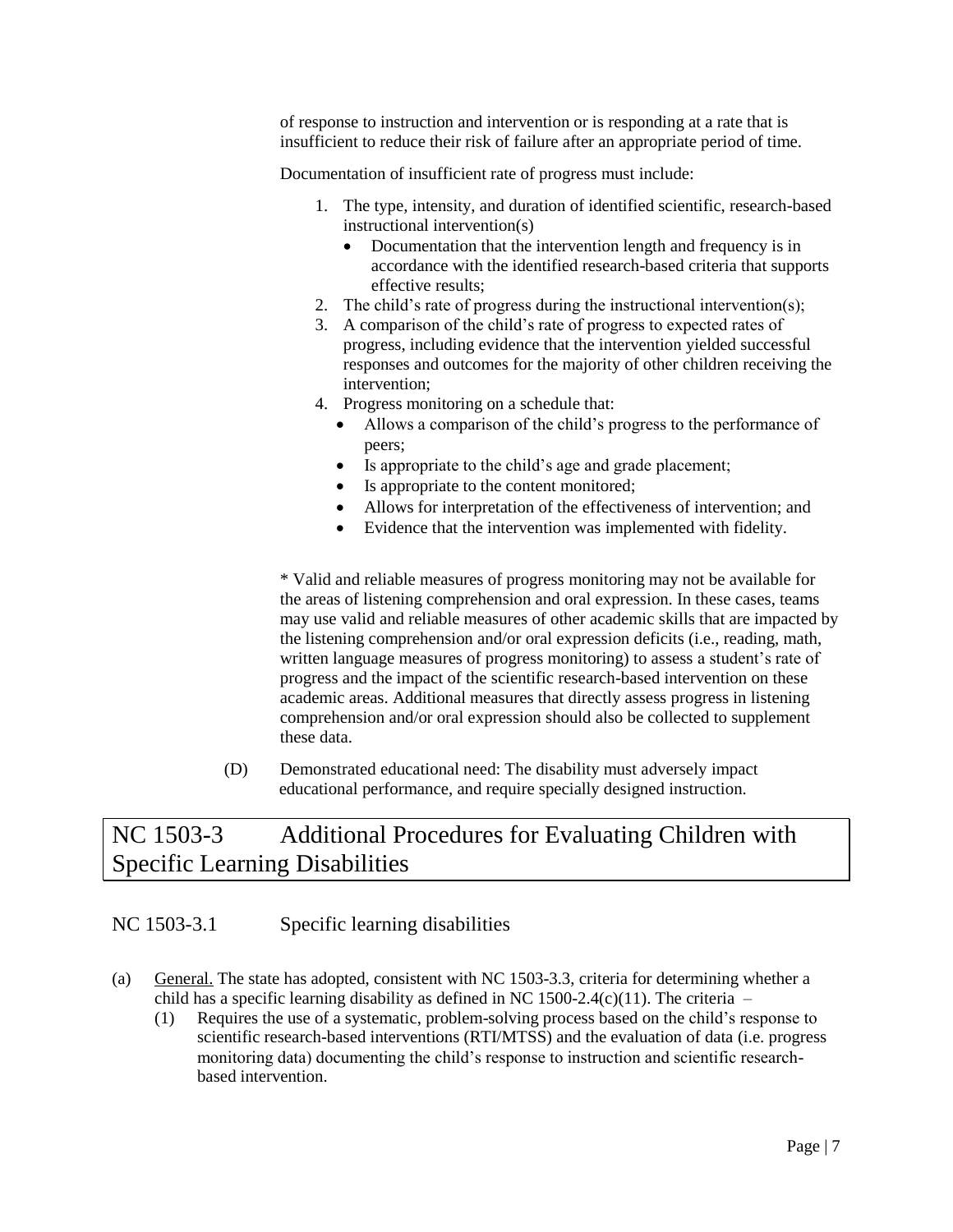of response to instruction and intervention or is responding at a rate that is insufficient to reduce their risk of failure after an appropriate period of time.

Documentation of insufficient rate of progress must include:

1. The type, intensity, and duration of identified scientific, research-based instructional intervention(s)
   - Documentation that the intervention length and frequency is in accordance with the identified research-based criteria that supports effective results;
2. The child's rate of progress during the instructional intervention(s);
3. A comparison of the child's rate of progress to expected rates of progress, including evidence that the intervention yielded successful responses and outcomes for the majority of other children receiving the intervention;
4. Progress monitoring on a schedule that:
   - Allows a comparison of the child's progress to the performance of peers;
   - Is appropriate to the child's age and grade placement;
   - Is appropriate to the content monitored;
   - Allows for interpretation of the effectiveness of intervention; and
   - Evidence that the intervention was implemented with fidelity.

\* Valid and reliable measures of progress monitoring may not be available for the areas of listening comprehension and oral expression. In these cases, teams may use valid and reliable measures of other academic skills that are impacted by the listening comprehension and/or oral expression deficits (i.e., reading, math, written language measures of progress monitoring) to assess a student's rate of progress and the impact of the scientific research-based intervention on these academic areas. Additional measures that directly assess progress in listening comprehension and/or oral expression should also be collected to supplement these data.

(D) Demonstrated educational need: The disability must adversely impact educational performance, and require specially designed instruction.

# NC 1503-3 Additional Procedures for Evaluating Children with Specific Learning Disabilities

## NC 1503-3.1 Specific learning disabilities

(a) General. The state has adopted, consistent with NC 1503-3.3, criteria for determining whether a child has a specific learning disability as defined in NC 1500-2.4(c)(11). The criteria –

(1) Requires the use of a systematic, problem-solving process based on the child's response to scientific research-based interventions (RTI/MTSS) and the evaluation of data (i.e. progress monitoring data) documenting the child's response to instruction and scientific research-based intervention.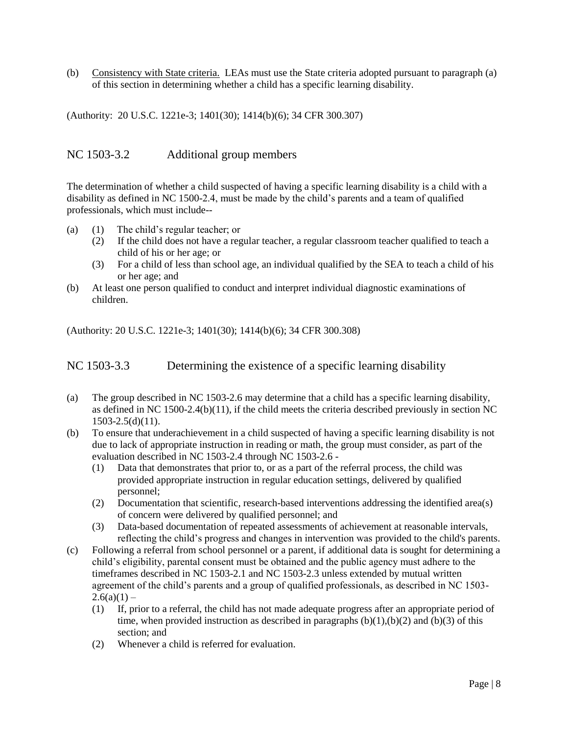(b) Consistency with State criteria. LEAs must use the State criteria adopted pursuant to paragraph (a) of this section in determining whether a child has a specific learning disability.

(Authority: 20 U.S.C. 1221e-3; 1401(30); 1414(b)(6); 34 CFR 300.307)

## NC 1503-3.2 Additional group members

The determination of whether a child suspected of having a specific learning disability is a child with a disability as defined in NC 1500-2.4, must be made by the child's parents and a team of qualified professionals, which must include--

(a) (1) The child's regular teacher; or
   (2) If the child does not have a regular teacher, a regular classroom teacher qualified to teach a child of his or her age; or
   (3) For a child of less than school age, an individual qualified by the SEA to teach a child of his or her age; and

(b) At least one person qualified to conduct and interpret individual diagnostic examinations of children.

(Authority: 20 U.S.C. 1221e-3; 1401(30); 1414(b)(6); 34 CFR 300.308)

## NC 1503-3.3 Determining the existence of a specific learning disability

(a) The group described in NC 1503-2.6 may determine that a child has a specific learning disability, as defined in NC 1500-2.4(b)(11), if the child meets the criteria described previously in section NC 1503-2.5(d)(11).

(b) To ensure that underachievement in a child suspected of having a specific learning disability is not due to lack of appropriate instruction in reading or math, the group must consider, as part of the evaluation described in NC 1503-2.4 through NC 1503-2.6 -
   (1) Data that demonstrates that prior to, or as a part of the referral process, the child was provided appropriate instruction in regular education settings, delivered by qualified personnel;
   (2) Documentation that scientific, research-based interventions addressing the identified area(s) of concern were delivered by qualified personnel; and
   (3) Data-based documentation of repeated assessments of achievement at reasonable intervals, reflecting the child's progress and changes in intervention was provided to the child's parents.

(c) Following a referral from school personnel or a parent, if additional data is sought for determining a child's eligibility, parental consent must be obtained and the public agency must adhere to the timeframes described in NC 1503-2.1 and NC 1503-2.3 unless extended by mutual written agreement of the child's parents and a group of qualified professionals, as described in NC 1503-2.6(a)(1) –
   (1) If, prior to a referral, the child has not made adequate progress after an appropriate period of time, when provided instruction as described in paragraphs (b)(1),(b)(2) and (b)(3) of this section; and
   (2) Whenever a child is referred for evaluation.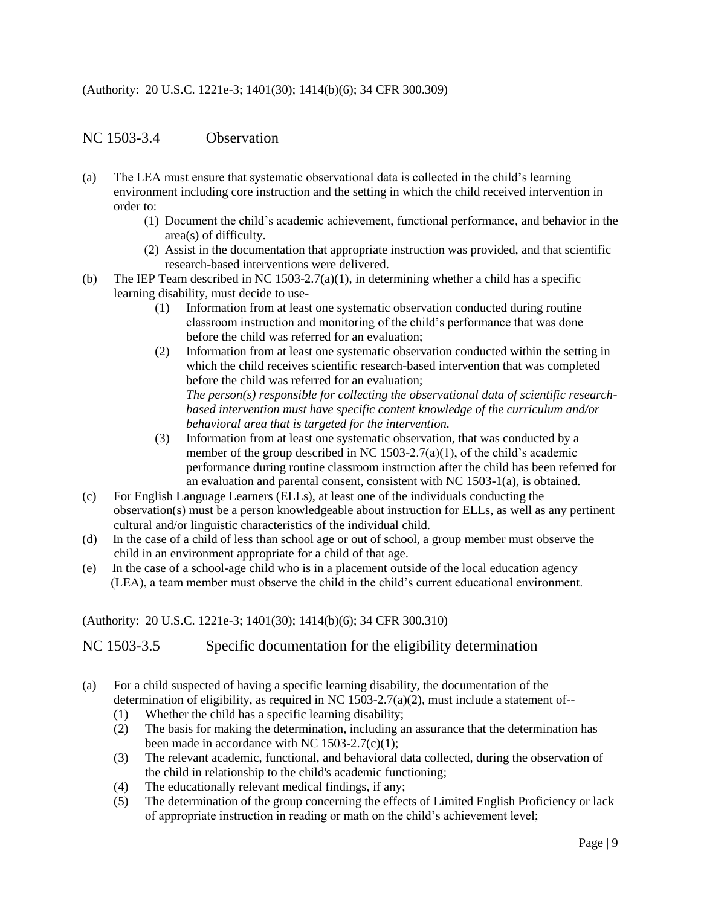(Authority: 20 U.S.C. 1221e-3; 1401(30); 1414(b)(6); 34 CFR 300.309)

## NC 1503-3.4 Observation

(a) The LEA must ensure that systematic observational data is collected in the child's learning environment including core instruction and the setting in which the child received intervention in order to:
   (1) Document the child's academic achievement, functional performance, and behavior in the area(s) of difficulty.
   (2) Assist in the documentation that appropriate instruction was provided, and that scientific research-based interventions were delivered.

(b) The IEP Team described in NC 1503-2.7(a)(1), in determining whether a child has a specific learning disability, must decide to use-
   (1) Information from at least one systematic observation conducted during routine classroom instruction and monitoring of the child's performance that was done before the child was referred for an evaluation;
   (2) Information from at least one systematic observation conducted within the setting in which the child receives scientific research-based intervention that was completed before the child was referred for an evaluation;
   *The person(s) responsible for collecting the observational data of scientific research-based intervention must have specific content knowledge of the curriculum and/or behavioral area that is targeted for the intervention.*
   (3) Information from at least one systematic observation, that was conducted by a member of the group described in NC 1503-2.7(a)(1), of the child's academic performance during routine classroom instruction after the child has been referred for an evaluation and parental consent, consistent with NC 1503-1(a), is obtained.

(c) For English Language Learners (ELLs), at least one of the individuals conducting the observation(s) must be a person knowledgeable about instruction for ELLs, as well as any pertinent cultural and/or linguistic characteristics of the individual child.

(d) In the case of a child of less than school age or out of school, a group member must observe the child in an environment appropriate for a child of that age.

(e) In the case of a school-age child who is in a placement outside of the local education agency (LEA), a team member must observe the child in the child's current educational environment.

(Authority: 20 U.S.C. 1221e-3; 1401(30); 1414(b)(6); 34 CFR 300.310)

## NC 1503-3.5 Specific documentation for the eligibility determination

(a) For a child suspected of having a specific learning disability, the documentation of the determination of eligibility, as required in NC 1503-2.7(a)(2), must include a statement of--
   (1) Whether the child has a specific learning disability;
   (2) The basis for making the determination, including an assurance that the determination has been made in accordance with NC 1503-2.7(c)(1);
   (3) The relevant academic, functional, and behavioral data collected, during the observation of the child in relationship to the child's academic functioning;
   (4) The educationally relevant medical findings, if any;
   (5) The determination of the group concerning the effects of Limited English Proficiency or lack of appropriate instruction in reading or math on the child's achievement level;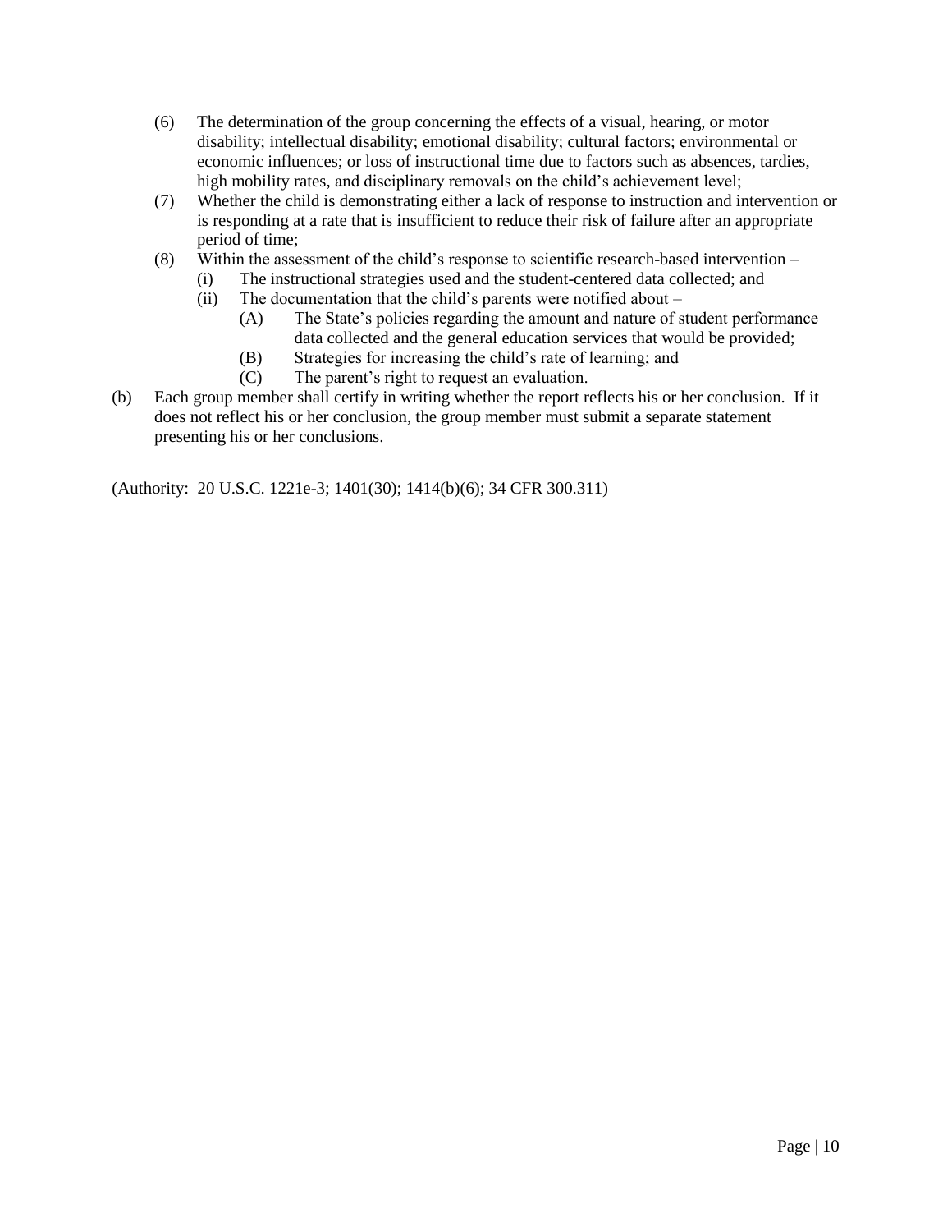(6) The determination of the group concerning the effects of a visual, hearing, or motor disability; intellectual disability; emotional disability; cultural factors; environmental or economic influences; or loss of instructional time due to factors such as absences, tardies, high mobility rates, and disciplinary removals on the child's achievement level;

(7) Whether the child is demonstrating either a lack of response to instruction and intervention or is responding at a rate that is insufficient to reduce their risk of failure after an appropriate period of time;

(8) Within the assessment of the child's response to scientific research-based intervention –
   - (i) The instructional strategies used and the student-centered data collected; and
   - (ii) The documentation that the child's parents were notified about –
     - (A) The State's policies regarding the amount and nature of student performance data collected and the general education services that would be provided;
     - (B) Strategies for increasing the child's rate of learning; and
     - (C) The parent's right to request an evaluation.

(b) Each group member shall certify in writing whether the report reflects his or her conclusion. If it does not reflect his or her conclusion, the group member must submit a separate statement presenting his or her conclusions.

(Authority: 20 U.S.C. 1221e-3; 1401(30); 1414(b)(6); 34 CFR 300.311)